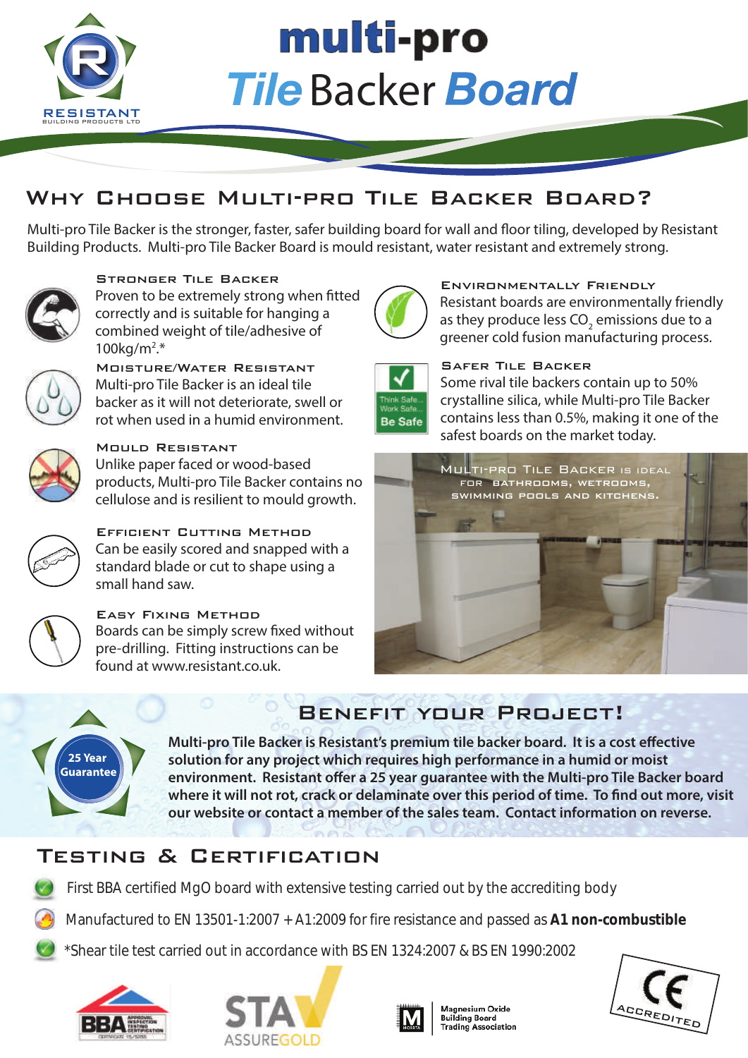# multi-pro
# Tile Backer Board

RESISTANT
BUILDING PRODUCTS LTD

## Why Choose Multi-pro Tile Backer Board?

Multi-pro Tile Backer is the stronger, faster, safer building board for wall and floor tiling, developed by Resistant Building Products. Multi-pro Tile Backer Board is mould resistant, water resistant and extremely strong.

### Stronger Tile Backer

Proven to be extremely strong when fitted correctly and is suitable for hanging a combined weight of tile/adhesive of 100kg/$m^2$.*

### Moisture/Water Resistant

Multi-pro Tile Backer is an ideal tile backer as it will not deteriorate, swell or rot when used in a humid environment.

### Mould Resistant

Unlike paper faced or wood-based products, Multi-pro Tile Backer contains no cellulose and is resilient to mould growth.

### Efficient Cutting Method

Can be easily scored and snapped with a standard blade or cut to shape using a small hand saw.

### Easy Fixing Method

Boards can be simply screw fixed without pre-drilling. Fitting instructions can be found at www.resistant.co.uk.

### Environmentally Friendly

Resistant boards are environmentally friendly as they produce less $CO_2$ emissions due to a greener cold fusion manufacturing process.

### Safer Tile Backer

Think Safe... Work Safe... Be Safe

Some rival tile backers contain up to 50% crystalline silica, while Multi-pro Tile Backer contains less than 0.5%, making it one of the safest boards on the market today.

Multi-pro Tile Backer is ideal for bathrooms, wetrooms, swimming pools and kitchens.

## Benefit your Project!

25 Year Guarantee

**Multi-pro Tile Backer is Resistant's premium tile backer board. It is a cost effective solution for any project which requires high performance in a humid or moist environment. Resistant offer a 25 year guarantee with the Multi-pro Tile Backer board where it will not rot, crack or delaminate over this period of time. To find out more, visit our website or contact a member of the sales team. Contact information on reverse.**

## Testing & Certification

- First BBA certified MgO board with extensive testing carried out by the accrediting body
- Manufactured to EN 13501-1:2007 + A1:2009 for fire resistance and passed as **A1 non-combustible**
- *Shear tile test carried out in accordance with BS EN 1324:2007 & BS EN 1990:2002

BBA · STA ASSUREGOLD · Magnesium Oxide Building Board Trading Association · CE ACCREDITED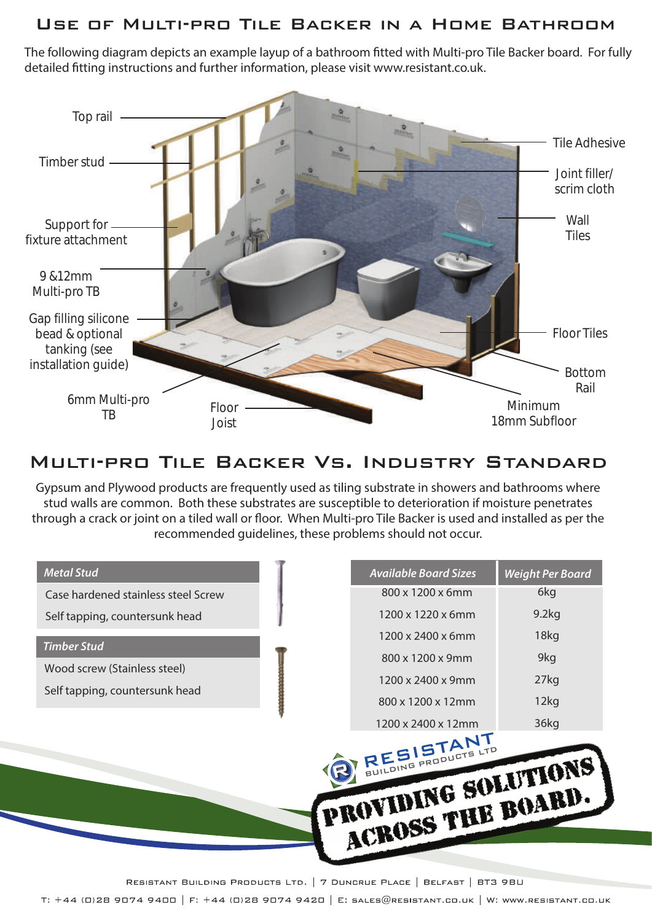## Use of Multi-pro Tile Backer in a Home Bathroom

The following diagram depicts an example layup of a bathroom fitted with Multi-pro Tile Backer board. For fully detailed fitting instructions and further information, please visit www.resistant.co.uk.

Top rail
Timber stud
Support for fixture attachment
9 &12mm Multi-pro TB
Gap filling silicone bead & optional tanking (see installation guide)
6mm Multi-pro TB
Floor Joist
Tile Adhesive
Joint filler/ scrim cloth
Wall Tiles
Floor Tiles
Bottom Rail
Minimum 18mm Subfloor

## Multi-pro Tile Backer Vs. Industry Standard

Gypsum and Plywood products are frequently used as tiling substrate in showers and bathrooms where stud walls are common. Both these substrates are susceptible to deterioration if moisture penetrates through a crack or joint on a tiled wall or floor. When Multi-pro Tile Backer is used and installed as per the recommended guidelines, these problems should not occur.

| *Metal Stud* |
|---|
| Case hardened stainless steel Screw |
| Self tapping, countersunk head |

| *Timber Stud* |
|---|
| Wood screw (Stainless steel) |
| Self tapping, countersunk head |

| *Available Board Sizes* | *Weight Per Board* |
|---|---|
| 800 x 1200 x 6mm | 6kg |
| 1200 x 1220 x 6mm | 9.2kg |
| 1200 x 2400 x 6mm | 18kg |
| 800 x 1200 x 9mm | 9kg |
| 1200 x 2400 x 9mm | 27kg |
| 800 x 1200 x 12mm | 12kg |
| 1200 x 2400 x 12mm | 36kg |

RESISTANT BUILDING PRODUCTS LTD

PROVIDING SOLUTIONS ACROSS THE BOARD.

Resistant Building Products Ltd. | 7 Duncrue Place | Belfast | BT3 9BU

T: +44 (0)28 9074 9400 | F: +44 (0)28 9074 9420 | E: sales@resistant.co.uk | W: www.resistant.co.uk